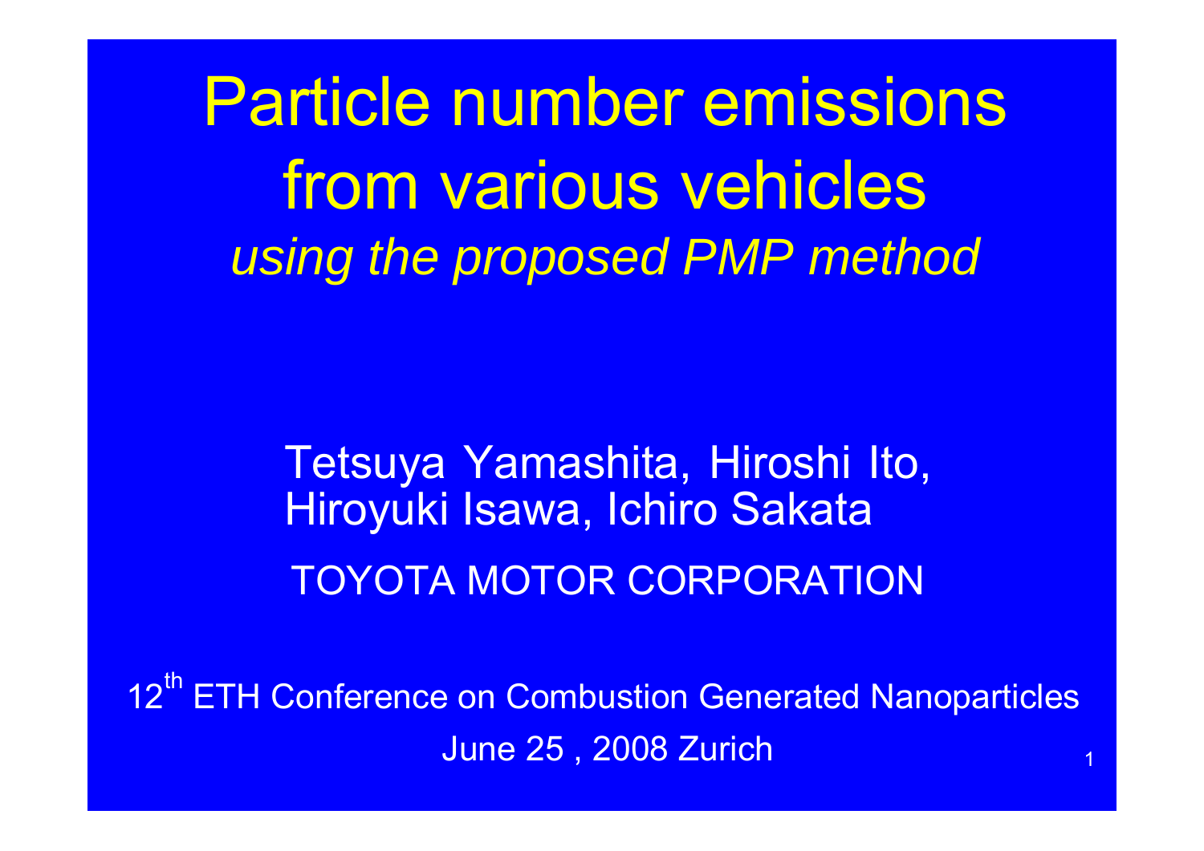# Particle number emissions from various vehicles

*using the proposed PMP method*

Tetsuya Yamashita, Hiroshi Ito, Hiroyuki Isawa, Ichiro Sakata

TOYOTA MOTOR CORPORATION

12th ETH Conference on Combustion Generated Nanoparticles

June 25 , 2008 Zurich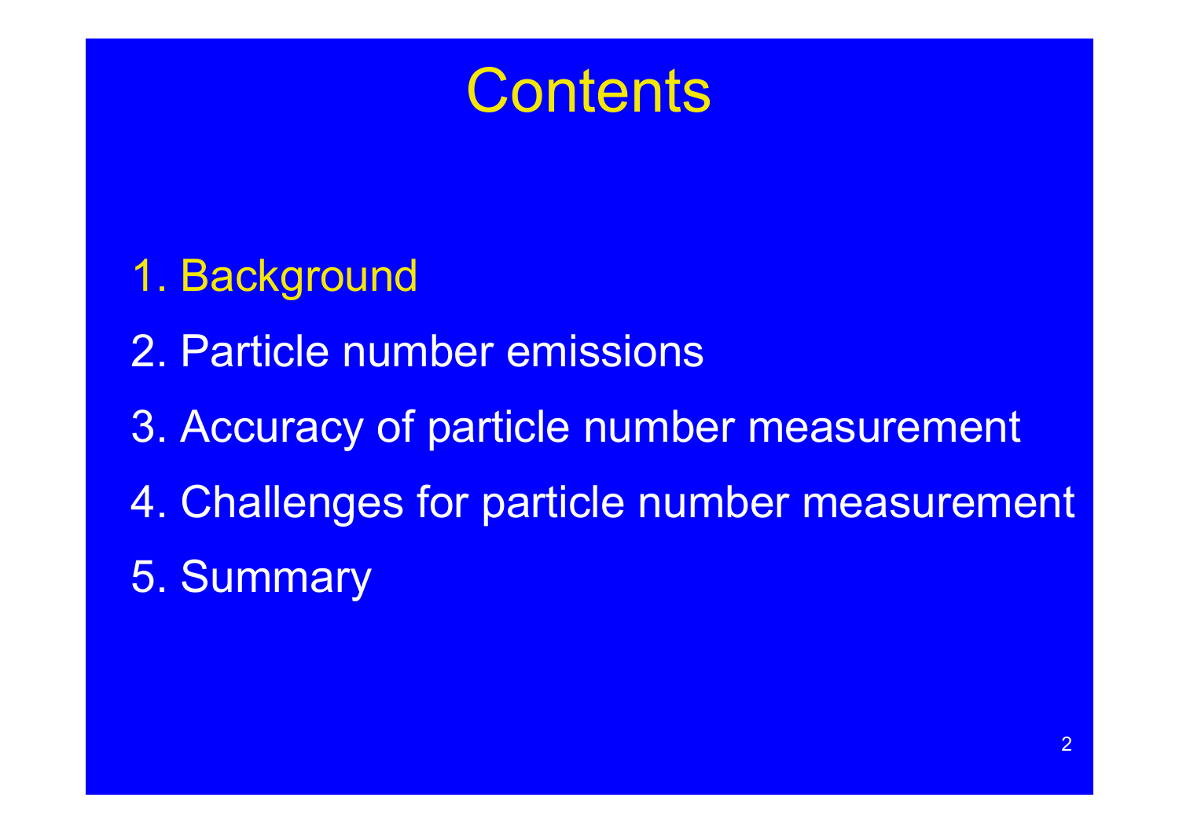# Contents

1. Background
2. Particle number emissions
3. Accuracy of particle number measurement
4. Challenges for particle number measurement
5. Summary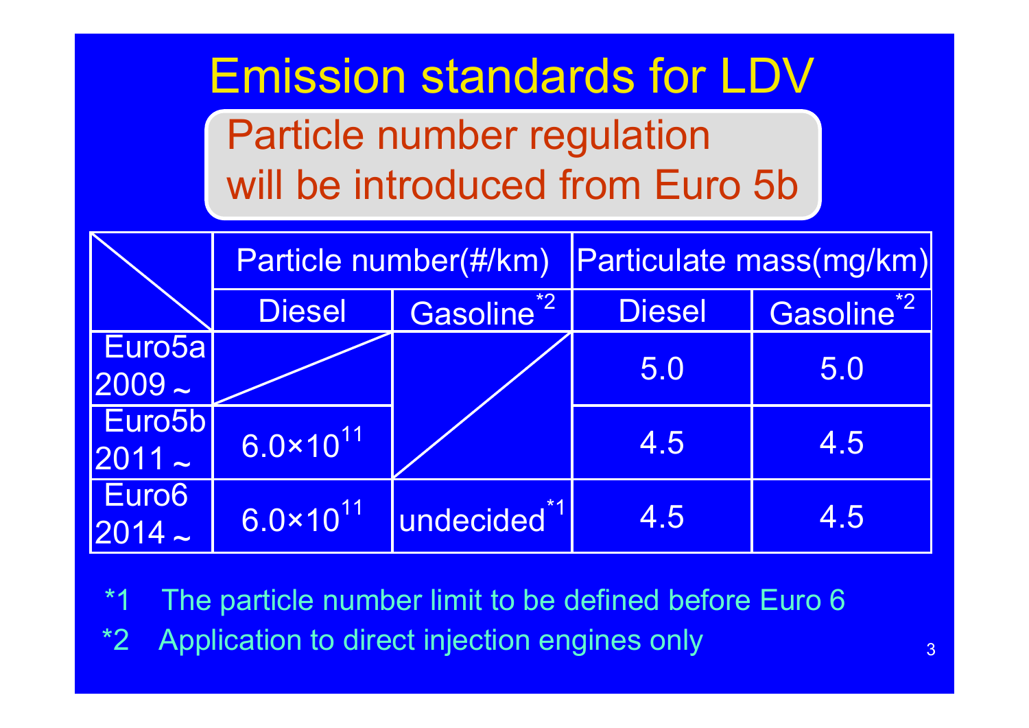# Emission standards for LDV

## Particle number regulation will be introduced from Euro 5b

| | Particle number(#/km) | | Particulate mass(mg/km) | |
|---|---|---|---|---|
| | Diesel | Gasoline[*2] | Diesel | Gasoline[*2] |
| Euro5a 2009～ | | | 5.0 | 5.0 |
| Euro5b 2011～ | $6.0 \times 10^{11}$ | | 4.5 | 4.5 |
| Euro6 2014～ | $6.0 \times 10^{11}$ | undecided[*1] | 4.5 | 4.5 |

*1 The particle number limit to be defined before Euro 6

*2 Application to direct injection engines only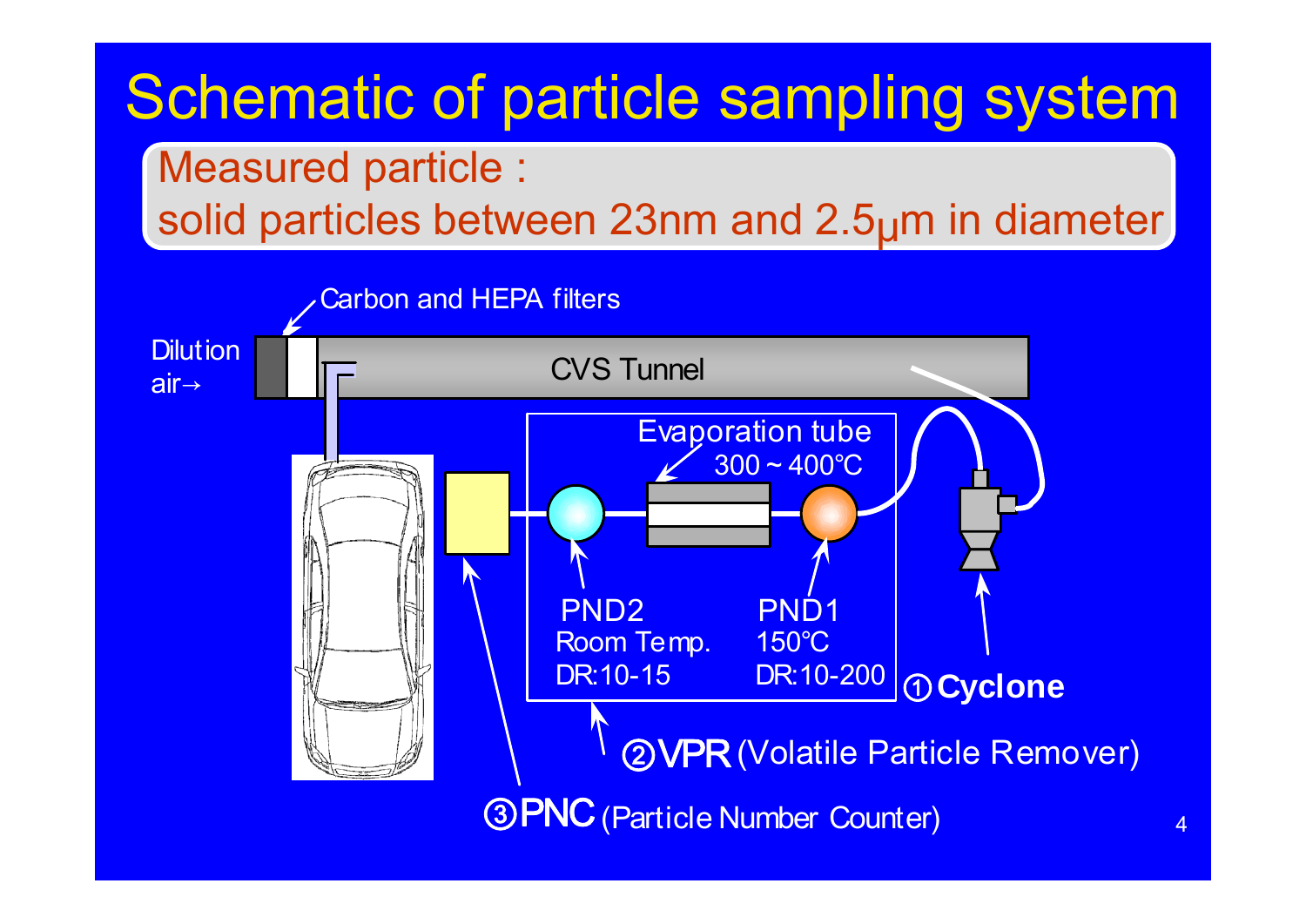# Schematic of particle sampling system

Measured particle :
solid particles between 23nm and 2.5μm in diameter

Carbon and HEPA filters

Dilution air→

CVS Tunnel

Evaporation tube
300 ~ 400℃

PND2
Room Temp.
DR:10-15

PND1
150℃
DR:10-200

① **Cyclone**

② **VPR** (Volatile Particle Remover)

③ **PNC** (Particle Number Counter)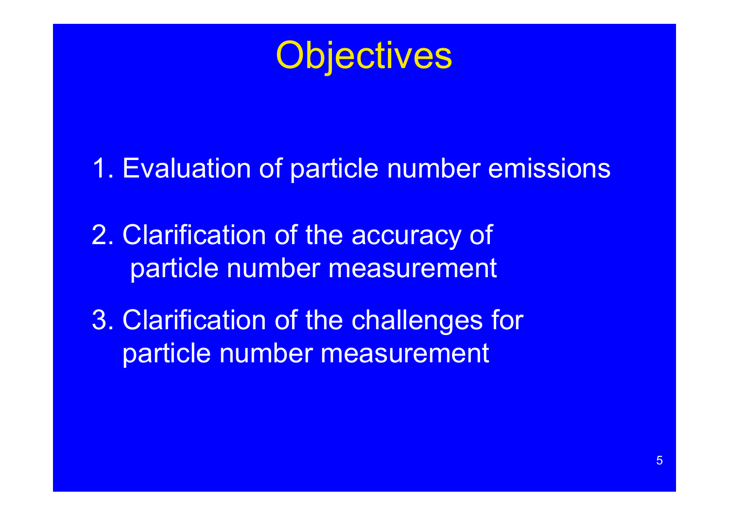# Objectives

1. Evaluation of particle number emissions
2. Clarification of the accuracy of particle number measurement
3. Clarification of the challenges for particle number measurement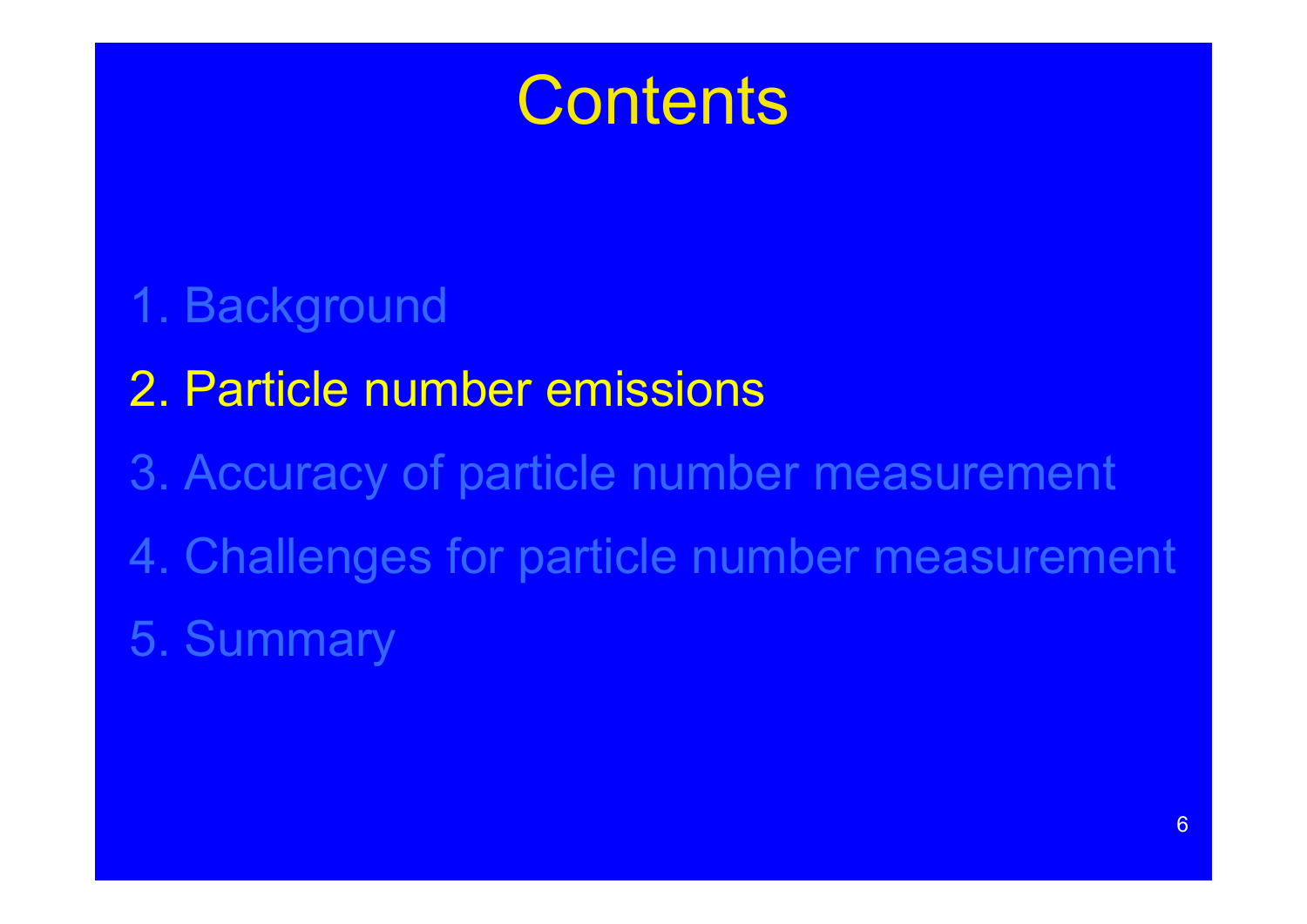# Contents

1. Background
2. Particle number emissions
3. Accuracy of particle number measurement
4. Challenges for particle number measurement
5. Summary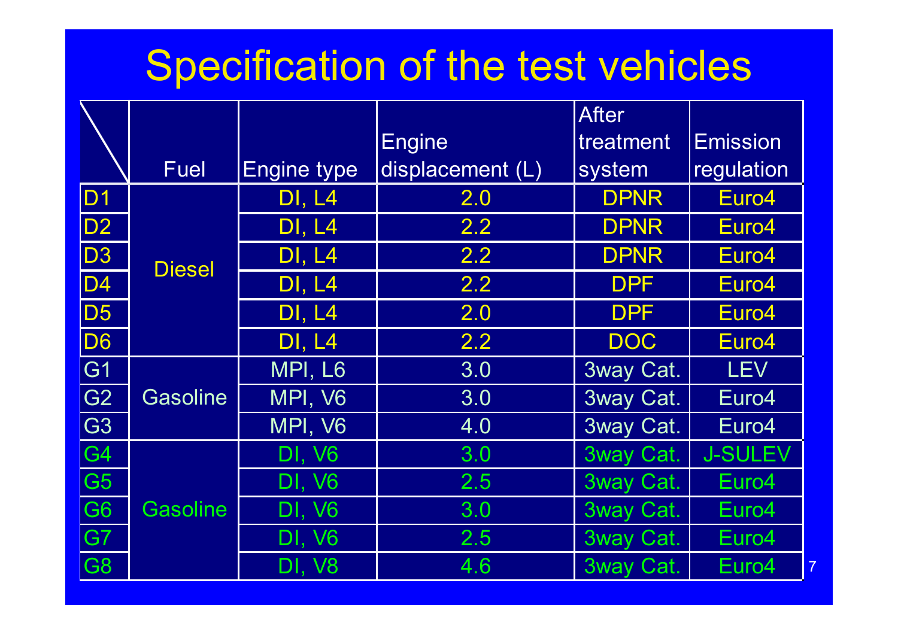# Specification of the test vehicles

| | Fuel | Engine type | Engine displacement (L) | After treatment system | Emission regulation |
|---|---|---|---|---|---|
| D1 | Diesel | DI, L4 | 2.0 | DPNR | Euro4 |
| D2 | | DI, L4 | 2.2 | DPNR | Euro4 |
| D3 | | DI, L4 | 2.2 | DPNR | Euro4 |
| D4 | | DI, L4 | 2.2 | DPF | Euro4 |
| D5 | | DI, L4 | 2.0 | DPF | Euro4 |
| D6 | | DI, L4 | 2.2 | DOC | Euro4 |
| G1 | Gasoline | MPI, L6 | 3.0 | 3way Cat. | LEV |
| G2 | | MPI, V6 | 3.0 | 3way Cat. | Euro4 |
| G3 | | MPI, V6 | 4.0 | 3way Cat. | Euro4 |
| G4 | Gasoline | DI, V6 | 3.0 | 3way Cat. | J-SULEV |
| G5 | | DI, V6 | 2.5 | 3way Cat. | Euro4 |
| G6 | | DI, V6 | 3.0 | 3way Cat. | Euro4 |
| G7 | | DI, V6 | 2.5 | 3way Cat. | Euro4 |
| G8 | | DI, V8 | 4.6 | 3way Cat. | Euro4 |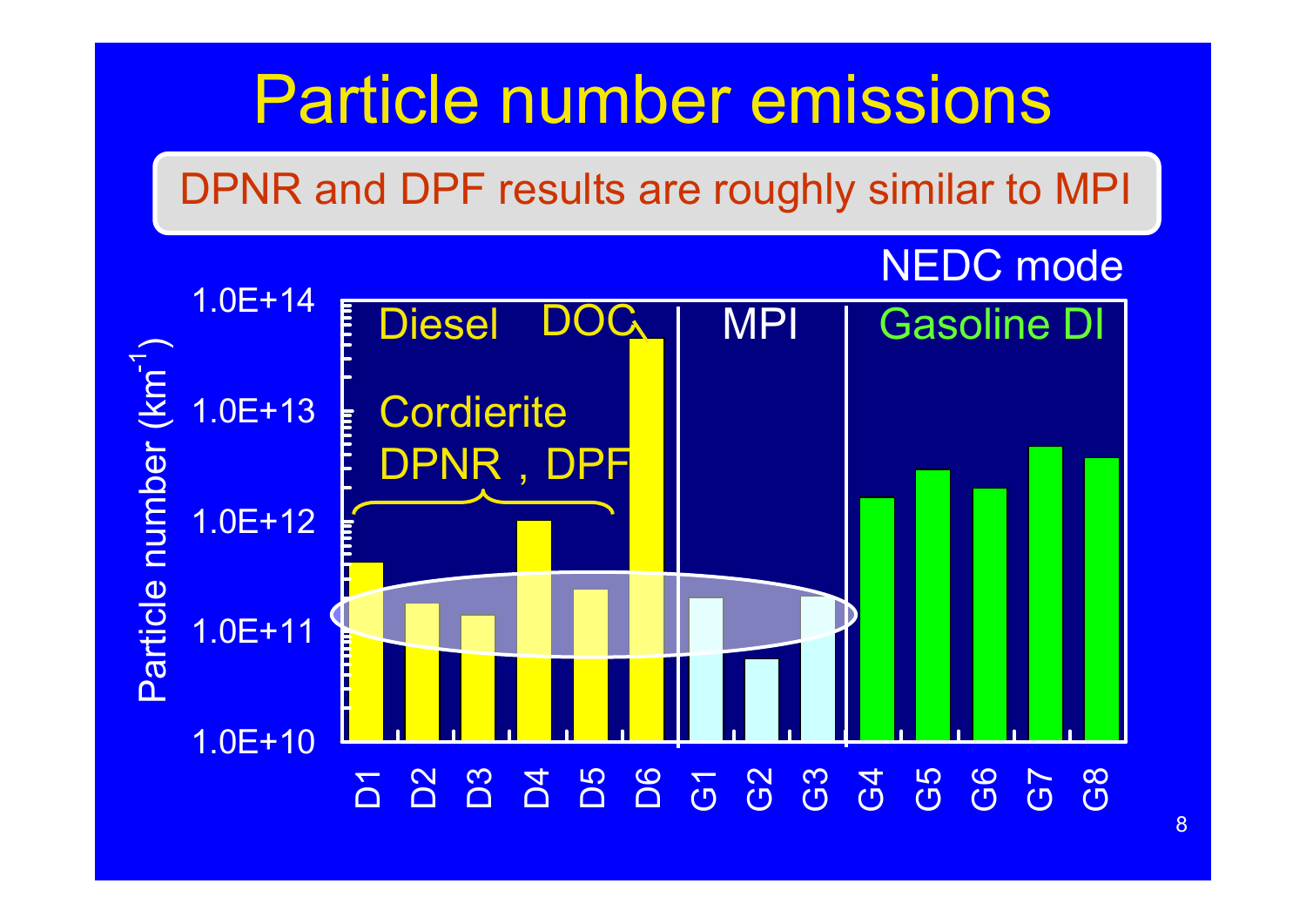# Particle number emissions

DPNR and DPF results are roughly similar to MPI

NEDC mode

Particle number ($km^{-1}$)

1.0E+14
1.0E+13
1.0E+12
1.0E+11
1.0E+10

Diesel DOC | MPI | Gasoline DI

Cordierite DPNR , DPF

D1 D2 D3 D4 D5 D6 G1 G2 G3 G4 G5 G6 G7 G8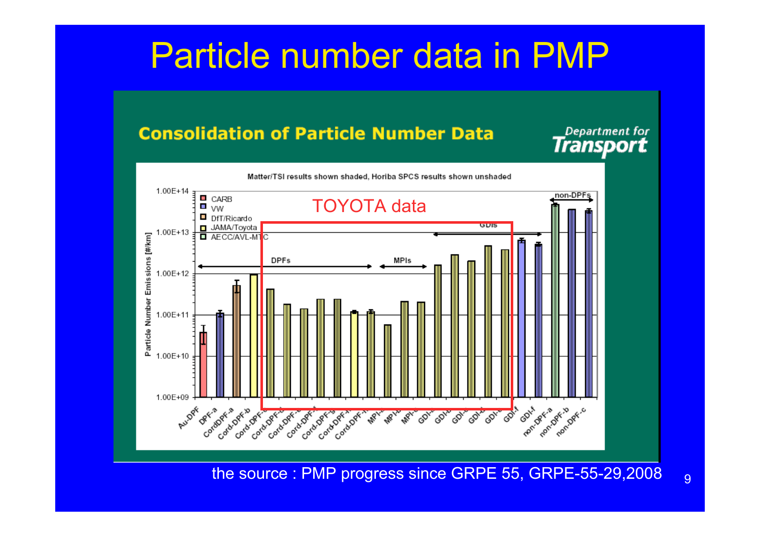# Particle number data in PMP

## Consolidation of Particle Number Data

Department for Transport

Matter/TSI results shown shaded, Horiba SPCS results shown unshaded

TOYOTA data

Legend: CARB, VW, DfT/Ricardo, JAMA/Toyota, AECC/AVL-MTC

Groups: DPFs, MPIs, GDIs, non-DPFs

Y-axis: Particle Number Emissions [#/km] (1.00E+09 to 1.00E+14)

X-axis: Au-DPF, DPF-a, CordDPF-a, Cord-DPF-b, Cord-DPF-c, Cord-DPF-d, Cord-DPF-e, Cord-DPF-f, Cord-DPF-g, Cord-DPF-h, Cord-DPF-i, MPI-a, MPI-b, MPI-c, GDI-a, GDI-b, GDI-c, GDI-d, GDI-e, GDI-f, GDI-f, non-DPF-a, non-DPF-b, non-DPF-c

the source : PMP progress since GRPE 55, GRPE-55-29,2008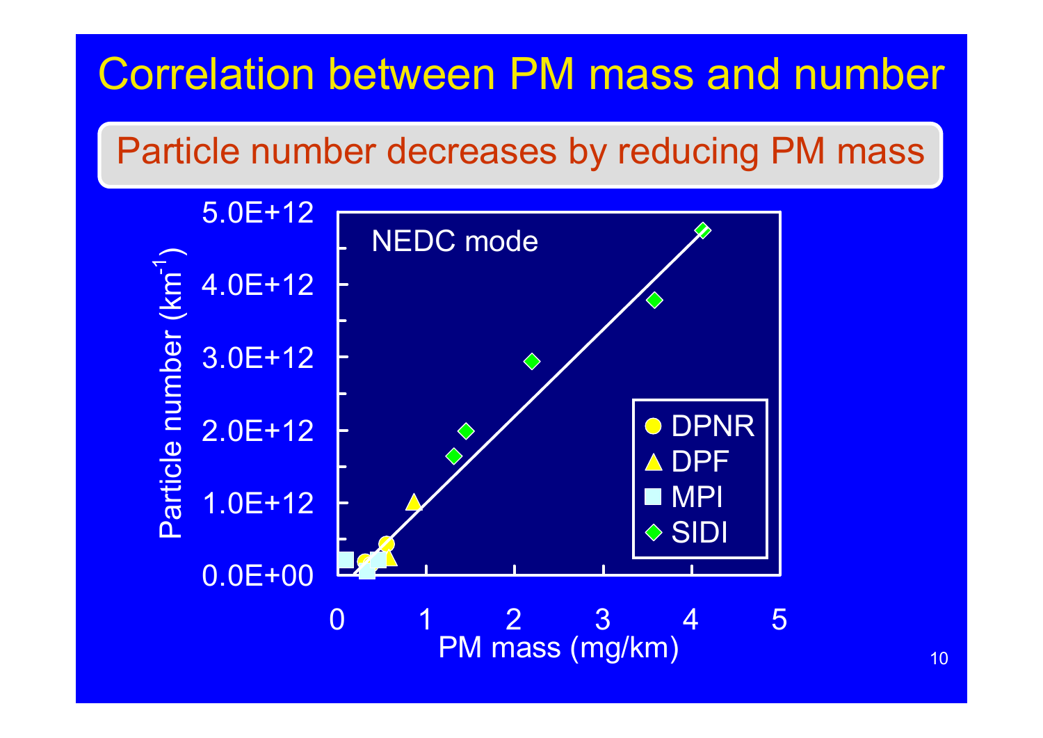# Correlation between PM mass and number

Particle number decreases by reducing PM mass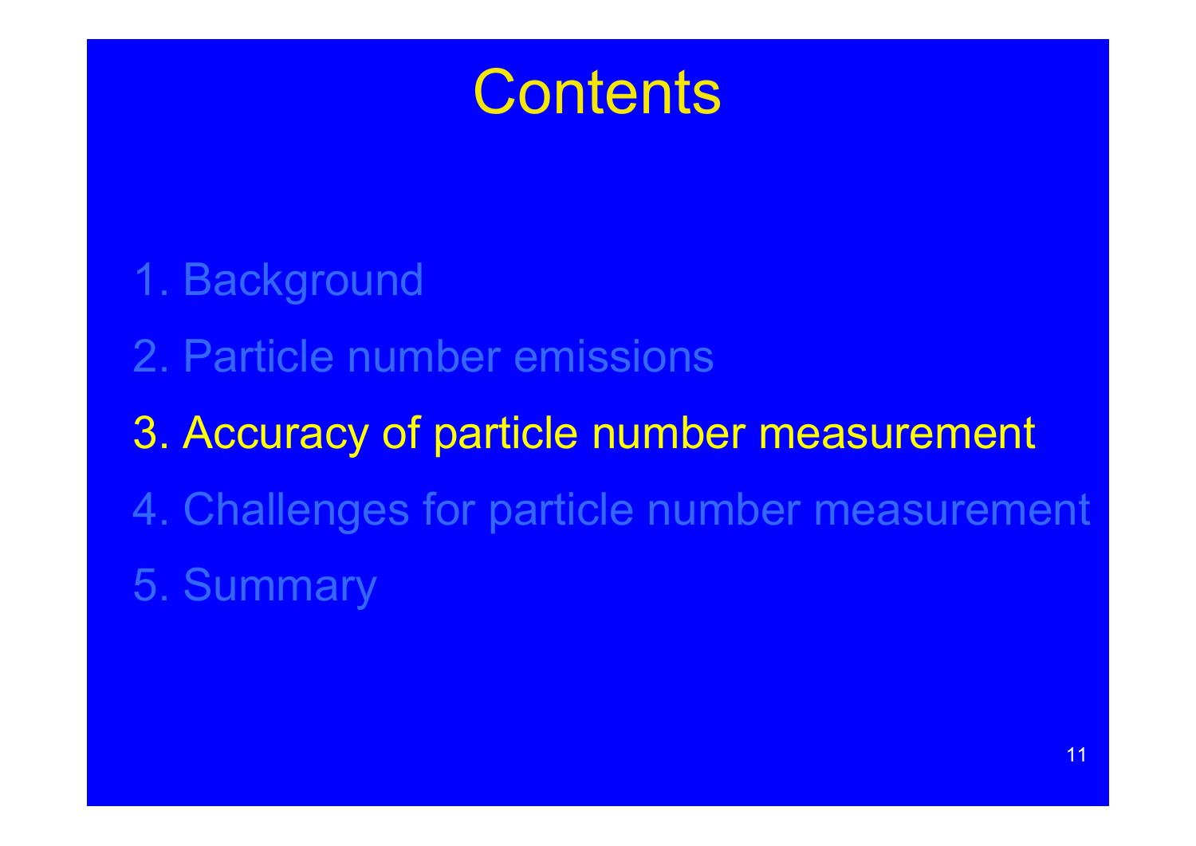# Contents

1. Background
2. Particle number emissions
3. Accuracy of particle number measurement
4. Challenges for particle number measurement
5. Summary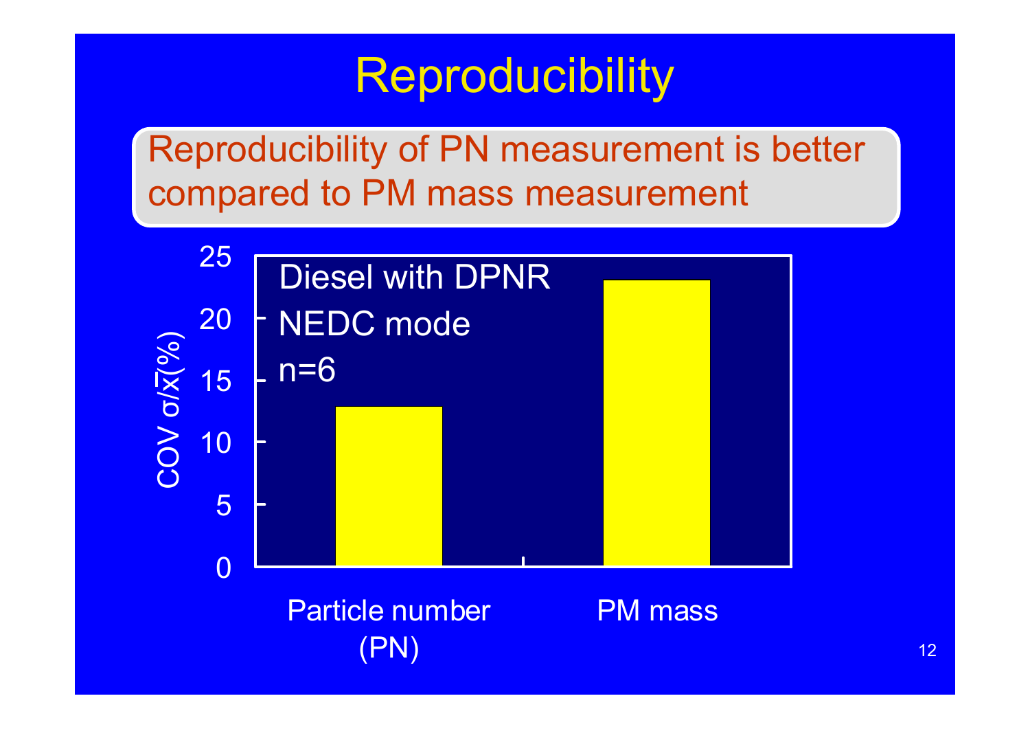# Reproducibility

Reproducibility of PN measurement is better compared to PM mass measurement

Diesel with DPNR
NEDC mode
n=6

COV $\sigma/\overline{x}$(%)

25
20
15
10
5
0

Particle number (PN)

PM mass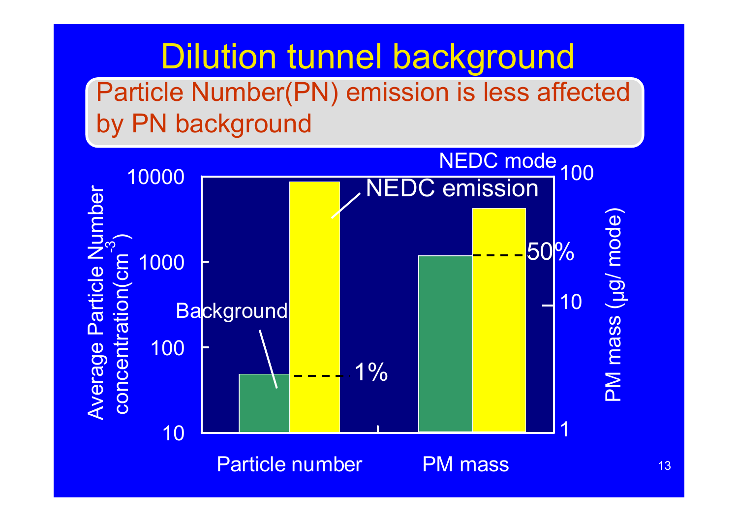# Dilution tunnel background

Particle Number(PN) emission is less affected by PN background

NEDC mode

NEDC emission

Background

1%

50%

Average Particle Number concentration($cm^{-3}$)

PM mass (μg/ mode)

10000
1000
100
10

100
10
1

Particle number

PM mass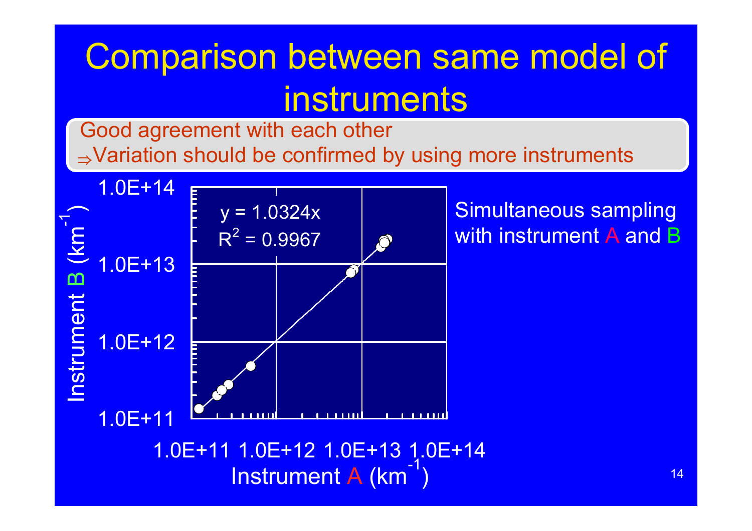# Comparison between same model of instruments

Good agreement with each other

⇒Variation should be confirmed by using more instruments

Simultaneous sampling with instrument A and B

$y = 1.0324x$

$R^2 = 0.9967$

Instrument B ($km^{-1}$)

Instrument A ($km^{-1}$)

1.0E+11 1.0E+12 1.0E+13 1.0E+14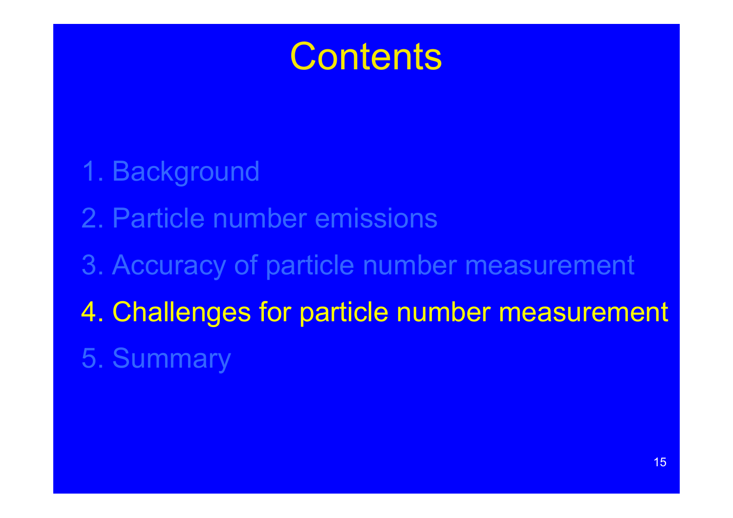# Contents

1. Background
2. Particle number emissions
3. Accuracy of particle number measurement
4. Challenges for particle number measurement
5. Summary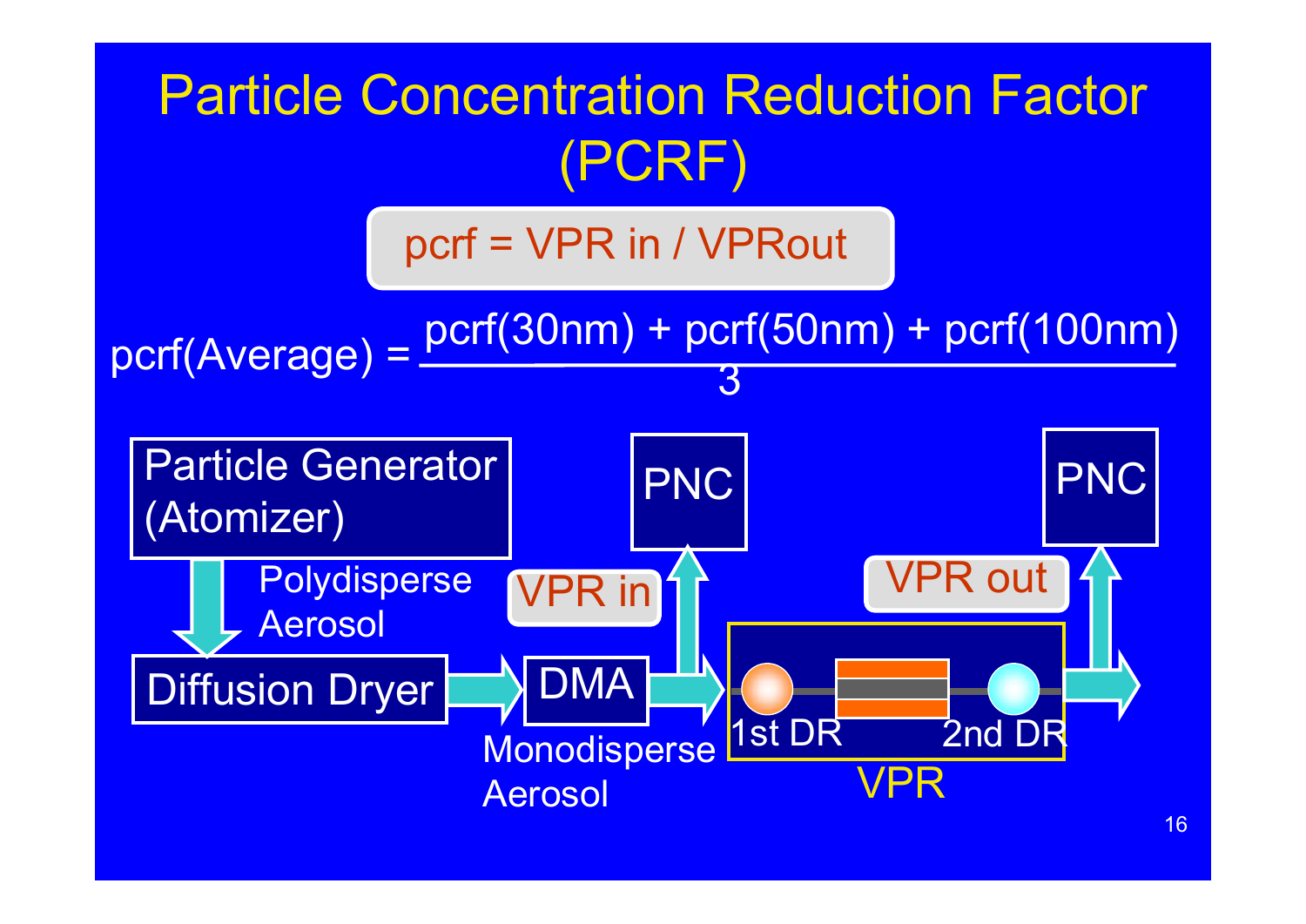# Particle Concentration Reduction Factor (PCRF)

pcrf = VPR in / VPRout

$$\text{pcrf(Average)} = \frac{\text{pcrf(30nm)} + \text{pcrf(50nm)} + \text{pcrf(100nm)}}{3}$$

Particle Generator (Atomizer)

Polydisperse Aerosol

Diffusion Dryer

DMA

Monodisperse Aerosol

VPR in

PNC

1st DR

2nd DR

VPR

VPR out

PNC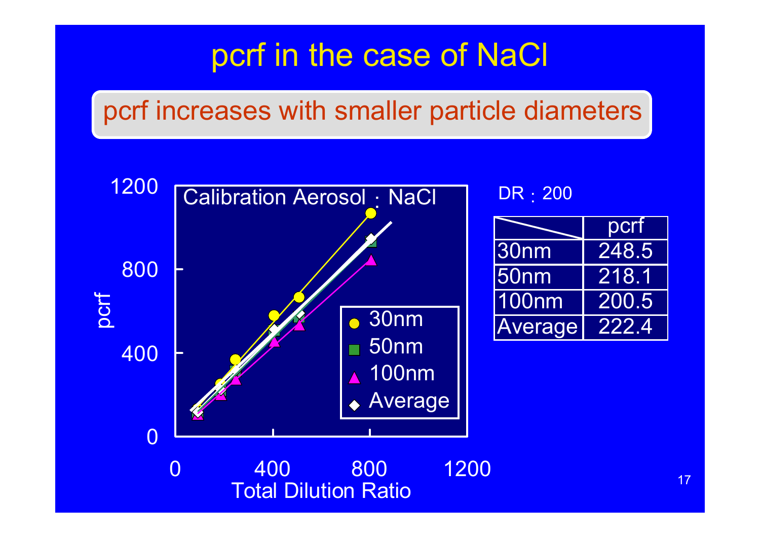# pcrf in the case of NaCl

**pcrf increases with smaller particle diameters**

Calibration Aerosol : NaCl

pcrf

Total Dilution Ratio

0 | 400 | 800 | 1200

● 30nm
■ 50nm
▲ 100nm
◆ Average

DR : 200

| | pcrf |
|---|---|
| 30nm | 248.5 |
| 50nm | 218.1 |
| 100nm | 200.5 |
| Average | 222.4 |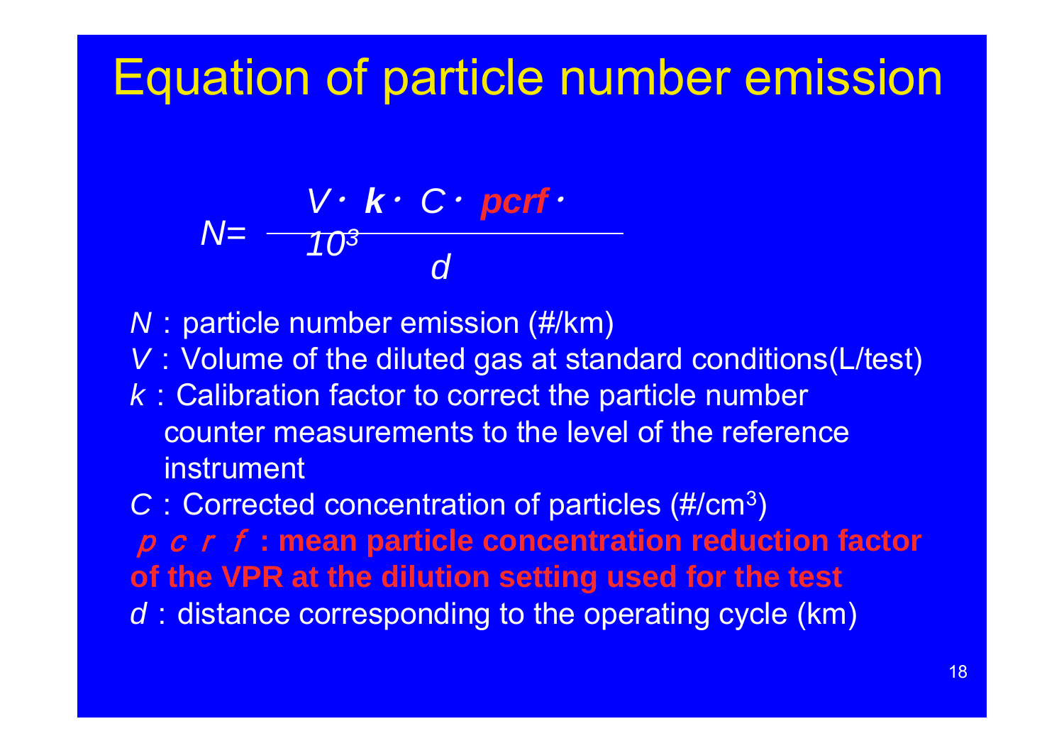# Equation of particle number emission

$$N = \frac{V \cdot k \cdot C \cdot pcrf \cdot 10^3}{d}$$

$N$ : particle number emission (#/km)

$V$ : Volume of the diluted gas at standard conditions(L/test)

$k$ : Calibration factor to correct the particle number counter measurements to the level of the reference instrument

$C$ : Corrected concentration of particles (#/cm$^3$)

***pcrf*** **: mean particle concentration reduction factor of the VPR at the dilution setting used for the test**

$d$ : distance corresponding to the operating cycle (km)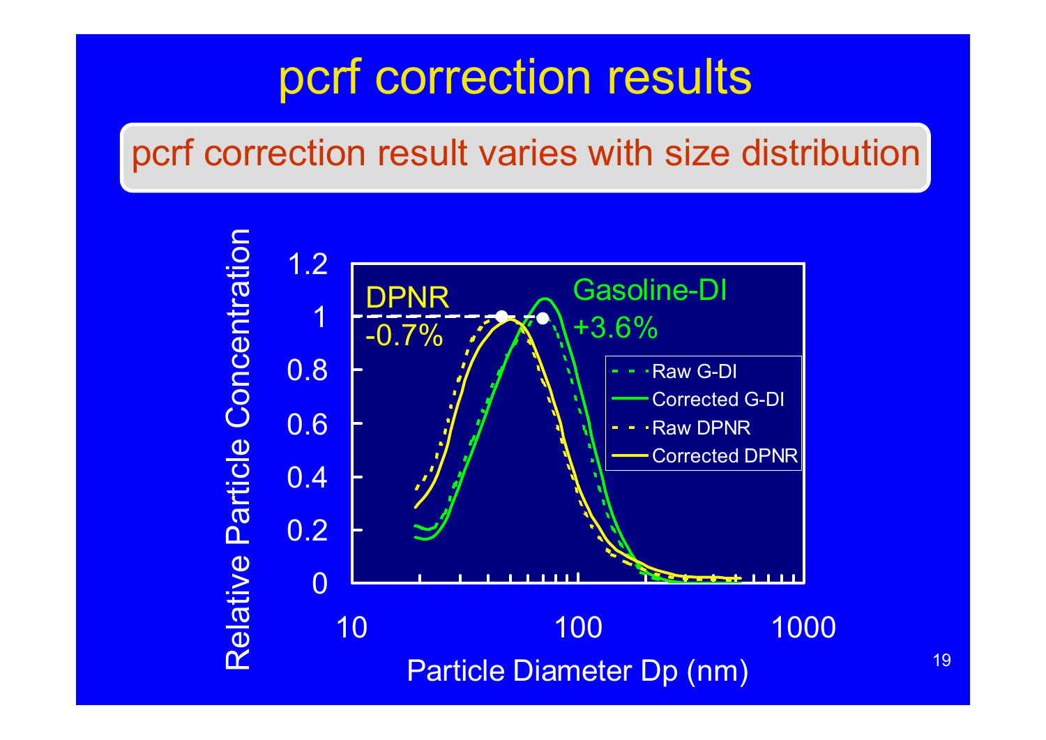# pcrf correction results

## pcrf correction result varies with size distribution

Relative Particle Concentration

1.2
1
0.8
0.6
0.4
0.2
0

10 100 1000

Particle Diameter Dp (nm)

DPNR -0.7%

Gasoline-DI +3.6%

- Raw G-DI
- Corrected G-DI
- Raw DPNR
- Corrected DPNR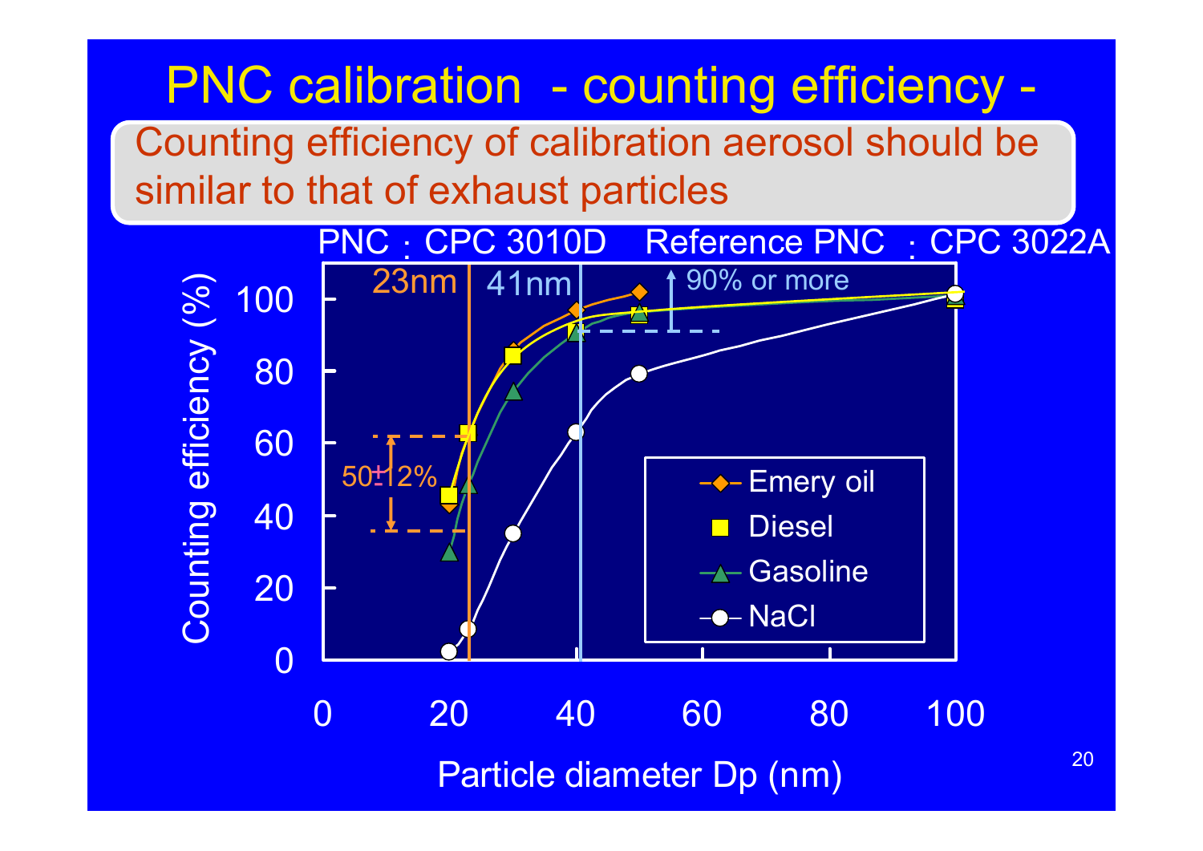# PNC calibration - counting efficiency -

Counting efficiency of calibration aerosol should be similar to that of exhaust particles

PNC : CPC 3010D    Reference PNC : CPC 3022A

23nm    41nm    90% or more

50±12%

Counting efficiency (%)

Particle diameter Dp (nm)

- Emery oil
- Diesel
- Gasoline
- NaCl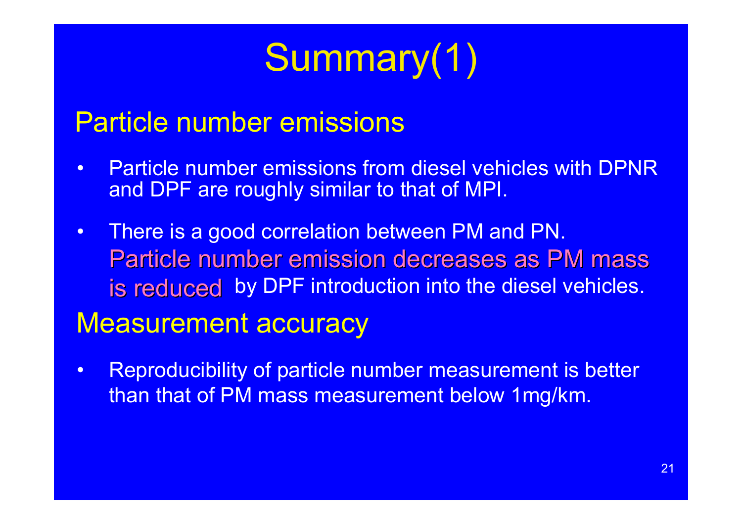# Summary(1)

## Particle number emissions

- Particle number emissions from diesel vehicles with DPNR and DPF are roughly similar to that of MPI.
- There is a good correlation between PM and PN. Particle number emission decreases as PM mass is reduced by DPF introduction into the diesel vehicles.

## Measurement accuracy

- Reproducibility of particle number measurement is better than that of PM mass measurement below 1mg/km.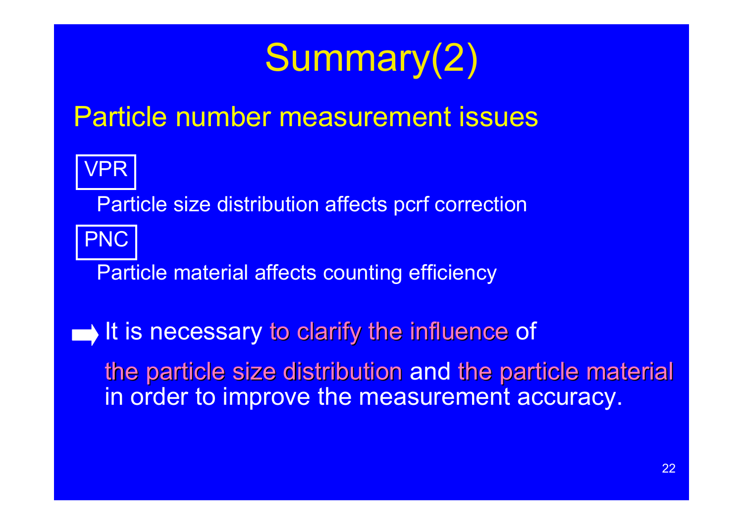# Summary(2)

## Particle number measurement issues

**VPR**

Particle size distribution affects pcrf correction

**PNC**

Particle material affects counting efficiency

➡ It is necessary to clarify the influence of the particle size distribution and the particle material in order to improve the measurement accuracy.